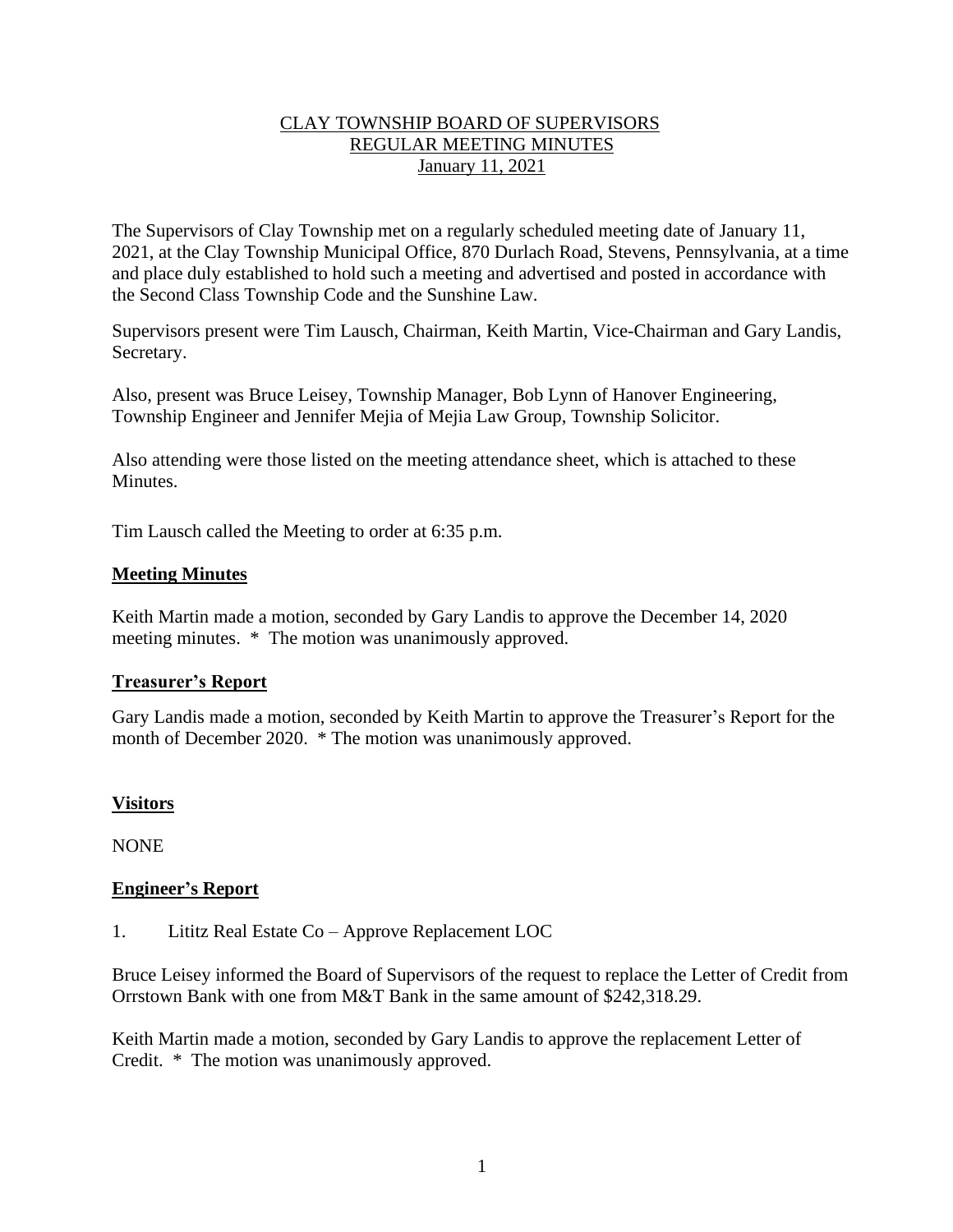# CLAY TOWNSHIP BOARD OF SUPERVISORS
## REGULAR MEETING MINUTES
### January 11, 2021

The Supervisors of Clay Township met on a regularly scheduled meeting date of January 11, 2021, at the Clay Township Municipal Office, 870 Durlach Road, Stevens, Pennsylvania, at a time and place duly established to hold such a meeting and advertised and posted in accordance with the Second Class Township Code and the Sunshine Law.

Supervisors present were Tim Lausch, Chairman, Keith Martin, Vice-Chairman and Gary Landis, Secretary.

Also, present was Bruce Leisey, Township Manager, Bob Lynn of Hanover Engineering, Township Engineer and Jennifer Mejia of Mejia Law Group, Township Solicitor.

Also attending were those listed on the meeting attendance sheet, which is attached to these Minutes.

Tim Lausch called the Meeting to order at 6:35 p.m.

**Meeting Minutes**

Keith Martin made a motion, seconded by Gary Landis to approve the December 14, 2020 meeting minutes. * The motion was unanimously approved.

**Treasurer's Report**

Gary Landis made a motion, seconded by Keith Martin to approve the Treasurer's Report for the month of December 2020. * The motion was unanimously approved.

**Visitors**

NONE

**Engineer's Report**

1. Lititz Real Estate Co – Approve Replacement LOC

Bruce Leisey informed the Board of Supervisors of the request to replace the Letter of Credit from Orrstown Bank with one from M&T Bank in the same amount of $242,318.29.

Keith Martin made a motion, seconded by Gary Landis to approve the replacement Letter of Credit. * The motion was unanimously approved.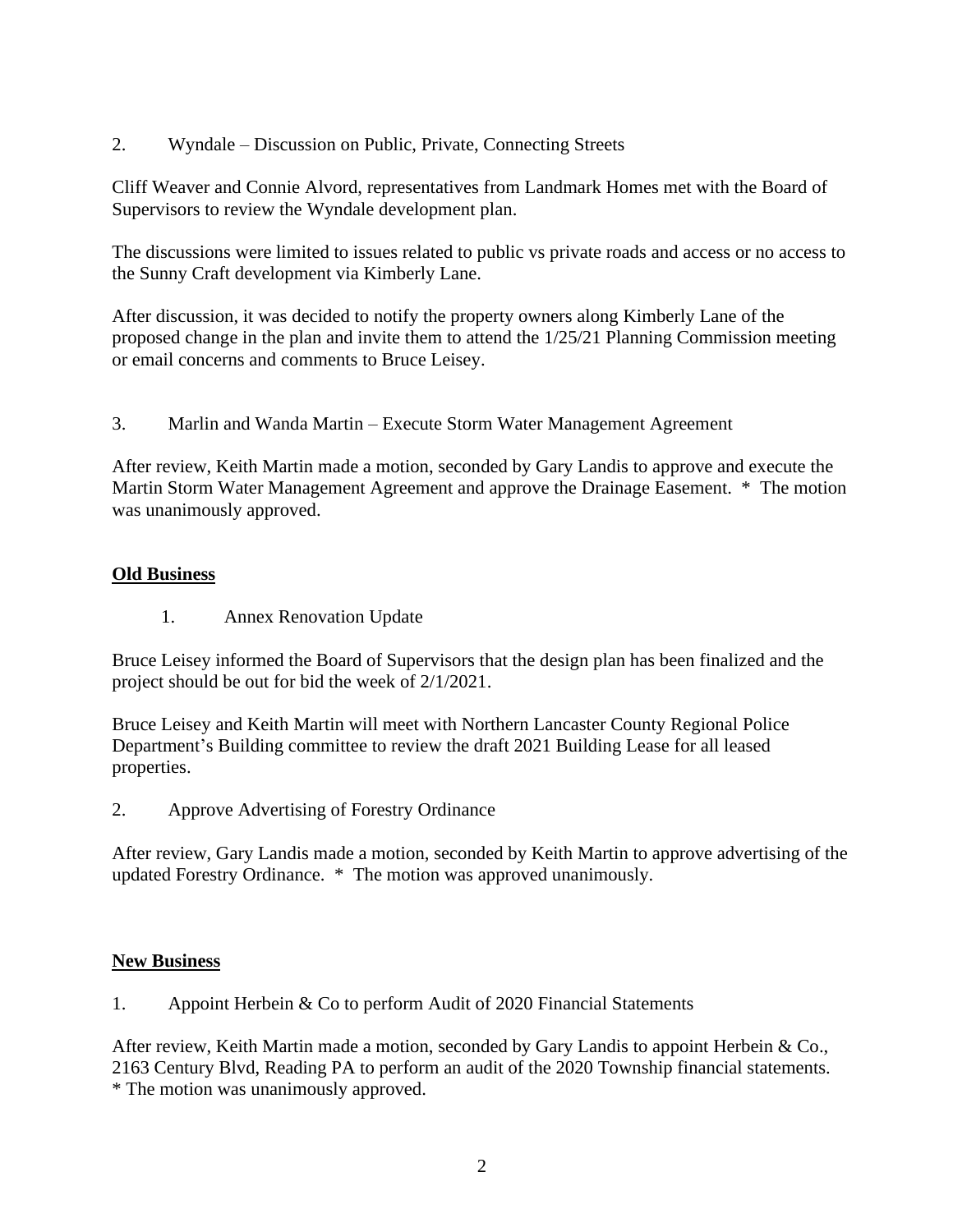2. Wyndale – Discussion on Public, Private, Connecting Streets

Cliff Weaver and Connie Alvord, representatives from Landmark Homes met with the Board of Supervisors to review the Wyndale development plan.

The discussions were limited to issues related to public vs private roads and access or no access to the Sunny Craft development via Kimberly Lane.

After discussion, it was decided to notify the property owners along Kimberly Lane of the proposed change in the plan and invite them to attend the 1/25/21 Planning Commission meeting or email concerns and comments to Bruce Leisey.

3. Marlin and Wanda Martin – Execute Storm Water Management Agreement

After review, Keith Martin made a motion, seconded by Gary Landis to approve and execute the Martin Storm Water Management Agreement and approve the Drainage Easement. * The motion was unanimously approved.

**Old Business**

1. Annex Renovation Update

Bruce Leisey informed the Board of Supervisors that the design plan has been finalized and the project should be out for bid the week of 2/1/2021.

Bruce Leisey and Keith Martin will meet with Northern Lancaster County Regional Police Department's Building committee to review the draft 2021 Building Lease for all leased properties.

2. Approve Advertising of Forestry Ordinance

After review, Gary Landis made a motion, seconded by Keith Martin to approve advertising of the updated Forestry Ordinance. * The motion was approved unanimously.

**New Business**

1. Appoint Herbein & Co to perform Audit of 2020 Financial Statements

After review, Keith Martin made a motion, seconded by Gary Landis to appoint Herbein & Co., 2163 Century Blvd, Reading PA to perform an audit of the 2020 Township financial statements. * The motion was unanimously approved.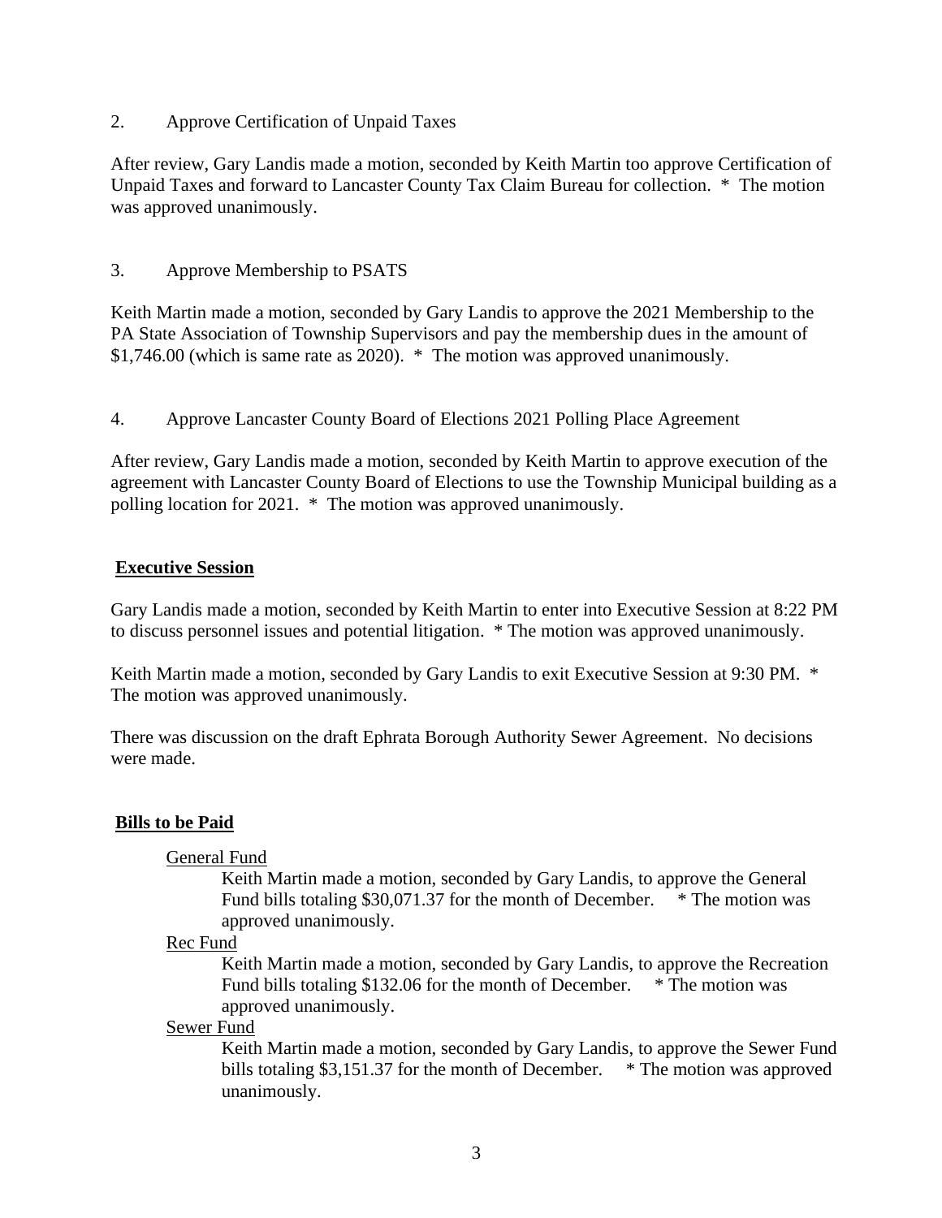2. Approve Certification of Unpaid Taxes

After review, Gary Landis made a motion, seconded by Keith Martin too approve Certification of Unpaid Taxes and forward to Lancaster County Tax Claim Bureau for collection. * The motion was approved unanimously.

3. Approve Membership to PSATS

Keith Martin made a motion, seconded by Gary Landis to approve the 2021 Membership to the PA State Association of Township Supervisors and pay the membership dues in the amount of $1,746.00 (which is same rate as 2020). * The motion was approved unanimously.

4. Approve Lancaster County Board of Elections 2021 Polling Place Agreement

After review, Gary Landis made a motion, seconded by Keith Martin to approve execution of the agreement with Lancaster County Board of Elections to use the Township Municipal building as a polling location for 2021. * The motion was approved unanimously.

**Executive Session**

Gary Landis made a motion, seconded by Keith Martin to enter into Executive Session at 8:22 PM to discuss personnel issues and potential litigation. * The motion was approved unanimously.

Keith Martin made a motion, seconded by Gary Landis to exit Executive Session at 9:30 PM. * The motion was approved unanimously.

There was discussion on the draft Ephrata Borough Authority Sewer Agreement. No decisions were made.

**Bills to be Paid**

General Fund

Keith Martin made a motion, seconded by Gary Landis, to approve the General Fund bills totaling $30,071.37 for the month of December. * The motion was approved unanimously.

Rec Fund

Keith Martin made a motion, seconded by Gary Landis, to approve the Recreation Fund bills totaling $132.06 for the month of December. * The motion was approved unanimously.

Sewer Fund

Keith Martin made a motion, seconded by Gary Landis, to approve the Sewer Fund bills totaling $3,151.37 for the month of December. * The motion was approved unanimously.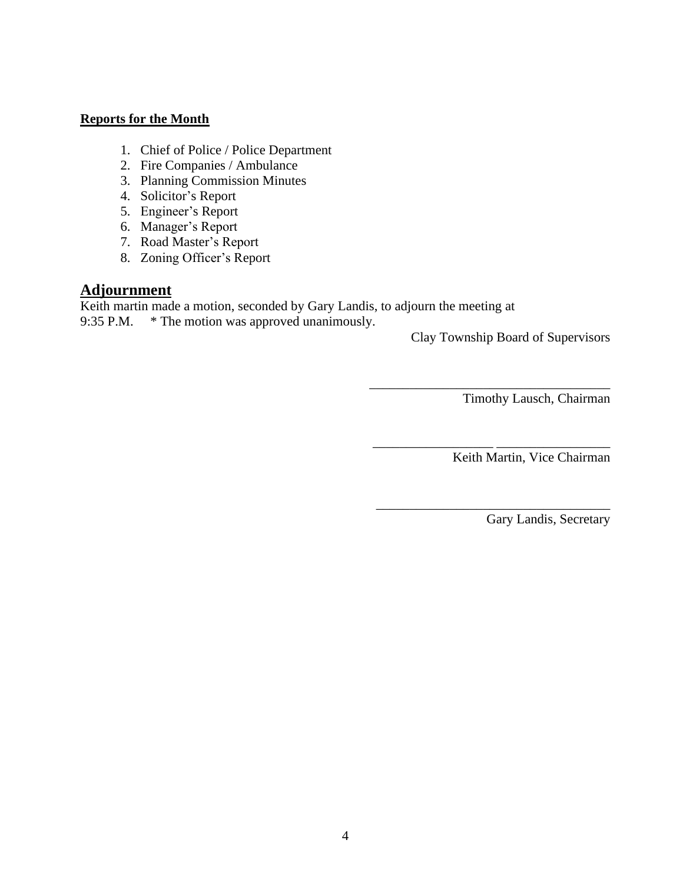**Reports for the Month**

1. Chief of Police / Police Department
2. Fire Companies / Ambulance
3. Planning Commission Minutes
4. Solicitor's Report
5. Engineer's Report
6. Manager's Report
7. Road Master's Report
8. Zoning Officer's Report

## Adjournment

Keith martin made a motion, seconded by Gary Landis, to adjourn the meeting at 9:35 P.M. * The motion was approved unanimously.

Clay Township Board of Supervisors

\_\_\_\_\_\_\_\_\_\_\_\_\_\_\_\_\_\_\_\_\_\_\_\_\_\_\_\_\_\_\_\_\_\_\_\_\_\_
Timothy Lausch, Chairman

\_\_\_\_\_\_\_\_\_\_\_\_\_\_\_\_\_\_ \_\_\_\_\_\_\_\_\_\_\_\_\_\_\_\_\_
Keith Martin, Vice Chairman

\_\_\_\_\_\_\_\_\_\_\_\_\_\_\_\_\_\_\_\_\_\_\_\_\_\_\_\_\_\_\_\_\_\_\_\_
Gary Landis, Secretary